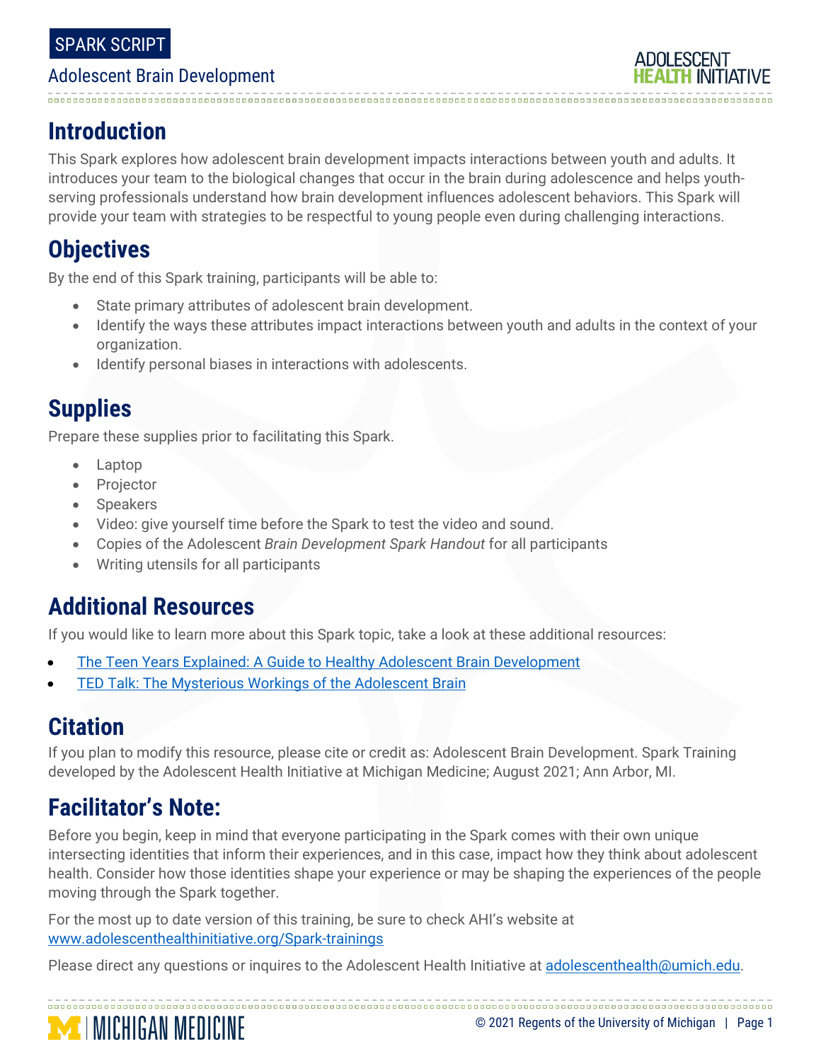SPARK SCRIPT

Adolescent Brain Development

## Introduction

This Spark explores how adolescent brain development impacts interactions between youth and adults. It introduces your team to the biological changes that occur in the brain during adolescence and helps youth-serving professionals understand how brain development influences adolescent behaviors. This Spark will provide your team with strategies to be respectful to young people even during challenging interactions.

## Objectives

By the end of this Spark training, participants will be able to:

- State primary attributes of adolescent brain development.
- Identify the ways these attributes impact interactions between youth and adults in the context of your organization.
- Identify personal biases in interactions with adolescents.

## Supplies

Prepare these supplies prior to facilitating this Spark.

- Laptop
- Projector
- Speakers
- Video: give yourself time before the Spark to test the video and sound.
- Copies of the Adolescent *Brain Development Spark Handout* for all participants
- Writing utensils for all participants

## Additional Resources

If you would like to learn more about this Spark topic, take a look at these additional resources:

- The Teen Years Explained: A Guide to Healthy Adolescent Brain Development
- TED Talk: The Mysterious Workings of the Adolescent Brain

## Citation

If you plan to modify this resource, please cite or credit as: Adolescent Brain Development. Spark Training developed by the Adolescent Health Initiative at Michigan Medicine; August 2021; Ann Arbor, MI.

## Facilitator's Note:

Before you begin, keep in mind that everyone participating in the Spark comes with their own unique intersecting identities that inform their experiences, and in this case, impact how they think about adolescent health. Consider how those identities shape your experience or may be shaping the experiences of the people moving through the Spark together.

For the most up to date version of this training, be sure to check AHI's website at www.adolescenthealthinitiative.org/Spark-trainings

Please direct any questions or inquires to the Adolescent Health Initiative at adolescenthealth@umich.edu.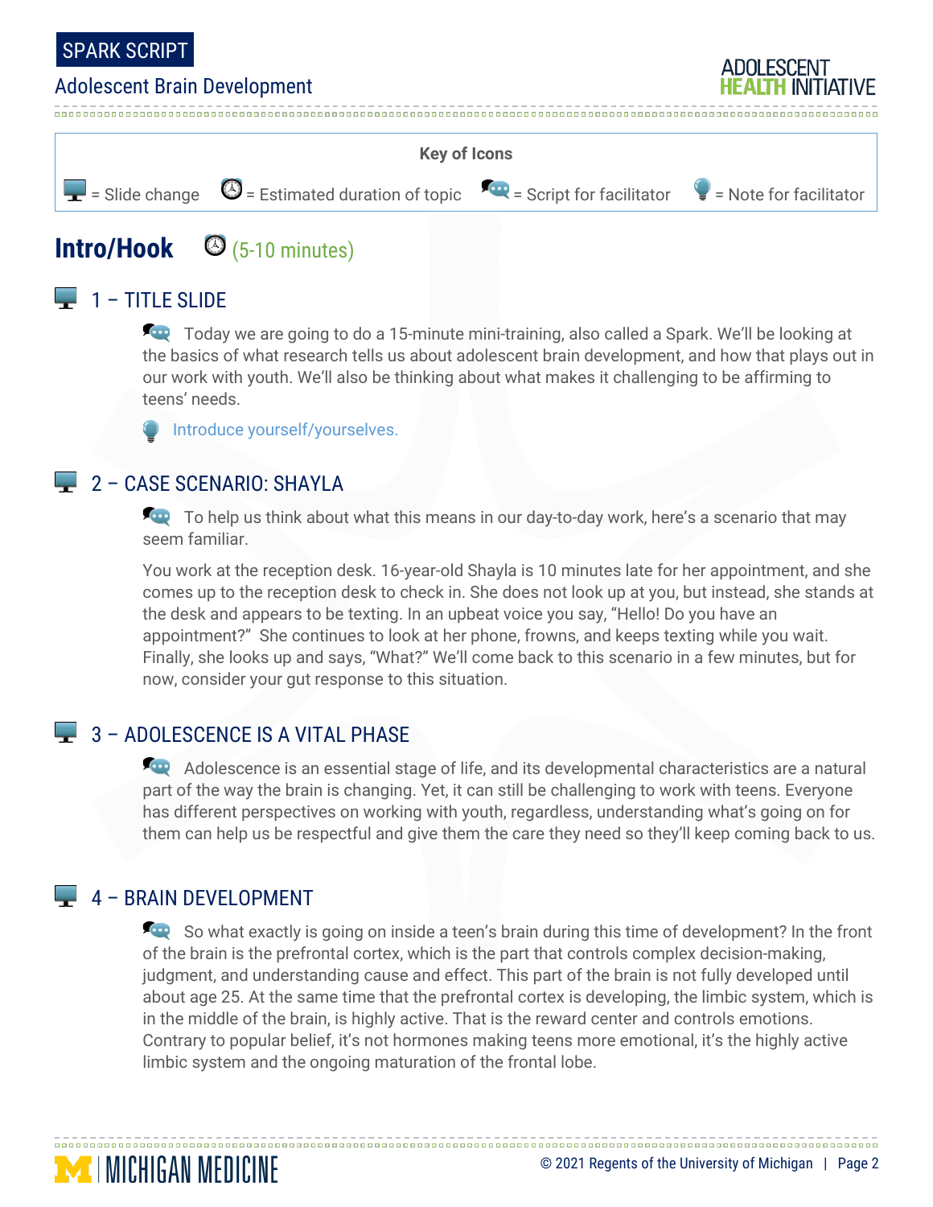**Key of Icons**

= Slide change = Estimated duration of topic = Script for facilitator = Note for facilitator

# Intro/Hook (5-10 minutes)

## 1 – TITLE SLIDE

Today we are going to do a 15-minute mini-training, also called a Spark. We'll be looking at the basics of what research tells us about adolescent brain development, and how that plays out in our work with youth. We'll also be thinking about what makes it challenging to be affirming to teens' needs.

Introduce yourself/yourselves.

## 2 – CASE SCENARIO: SHAYLA

To help us think about what this means in our day-to-day work, here's a scenario that may seem familiar.

You work at the reception desk. 16-year-old Shayla is 10 minutes late for her appointment, and she comes up to the reception desk to check in. She does not look up at you, but instead, she stands at the desk and appears to be texting. In an upbeat voice you say, "Hello! Do you have an appointment?" She continues to look at her phone, frowns, and keeps texting while you wait. Finally, she looks up and says, "What?" We'll come back to this scenario in a few minutes, but for now, consider your gut response to this situation.

## 3 – ADOLESCENCE IS A VITAL PHASE

Adolescence is an essential stage of life, and its developmental characteristics are a natural part of the way the brain is changing. Yet, it can still be challenging to work with teens. Everyone has different perspectives on working with youth, regardless, understanding what's going on for them can help us be respectful and give them the care they need so they'll keep coming back to us.

## 4 – BRAIN DEVELOPMENT

So what exactly is going on inside a teen's brain during this time of development? In the front of the brain is the prefrontal cortex, which is the part that controls complex decision-making, judgment, and understanding cause and effect. This part of the brain is not fully developed until about age 25. At the same time that the prefrontal cortex is developing, the limbic system, which is in the middle of the brain, is highly active. That is the reward center and controls emotions. Contrary to popular belief, it's not hormones making teens more emotional, it's the highly active limbic system and the ongoing maturation of the frontal lobe.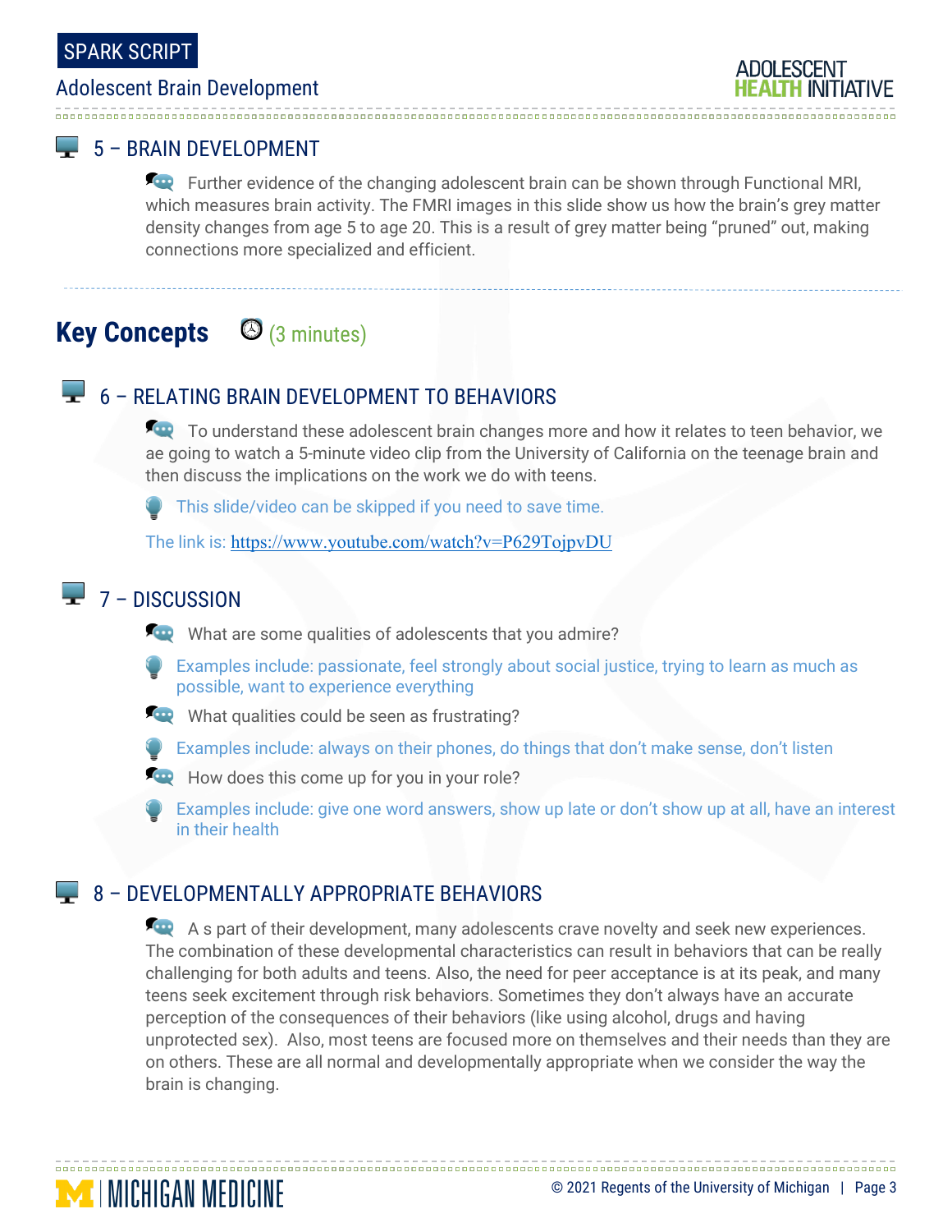### 5 – BRAIN DEVELOPMENT

Further evidence of the changing adolescent brain can be shown through Functional MRI, which measures brain activity. The FMRI images in this slide show us how the brain's grey matter density changes from age 5 to age 20. This is a result of grey matter being "pruned" out, making connections more specialized and efficient.

## Key Concepts (3 minutes)

### 6 – RELATING BRAIN DEVELOPMENT TO BEHAVIORS

To understand these adolescent brain changes more and how it relates to teen behavior, we ae going to watch a 5-minute video clip from the University of California on the teenage brain and then discuss the implications on the work we do with teens.

This slide/video can be skipped if you need to save time.

The link is: https://www.youtube.com/watch?v=P629TojpvDU

### 7 – DISCUSSION

What are some qualities of adolescents that you admire?

Examples include: passionate, feel strongly about social justice, trying to learn as much as possible, want to experience everything

What qualities could be seen as frustrating?

Examples include: always on their phones, do things that don't make sense, don't listen

How does this come up for you in your role?

Examples include: give one word answers, show up late or don't show up at all, have an interest in their health

### 8 – DEVELOPMENTALLY APPROPRIATE BEHAVIORS

A s part of their development, many adolescents crave novelty and seek new experiences. The combination of these developmental characteristics can result in behaviors that can be really challenging for both adults and teens. Also, the need for peer acceptance is at its peak, and many teens seek excitement through risk behaviors. Sometimes they don't always have an accurate perception of the consequences of their behaviors (like using alcohol, drugs and having unprotected sex). Also, most teens are focused more on themselves and their needs than they are on others. These are all normal and developmentally appropriate when we consider the way the brain is changing.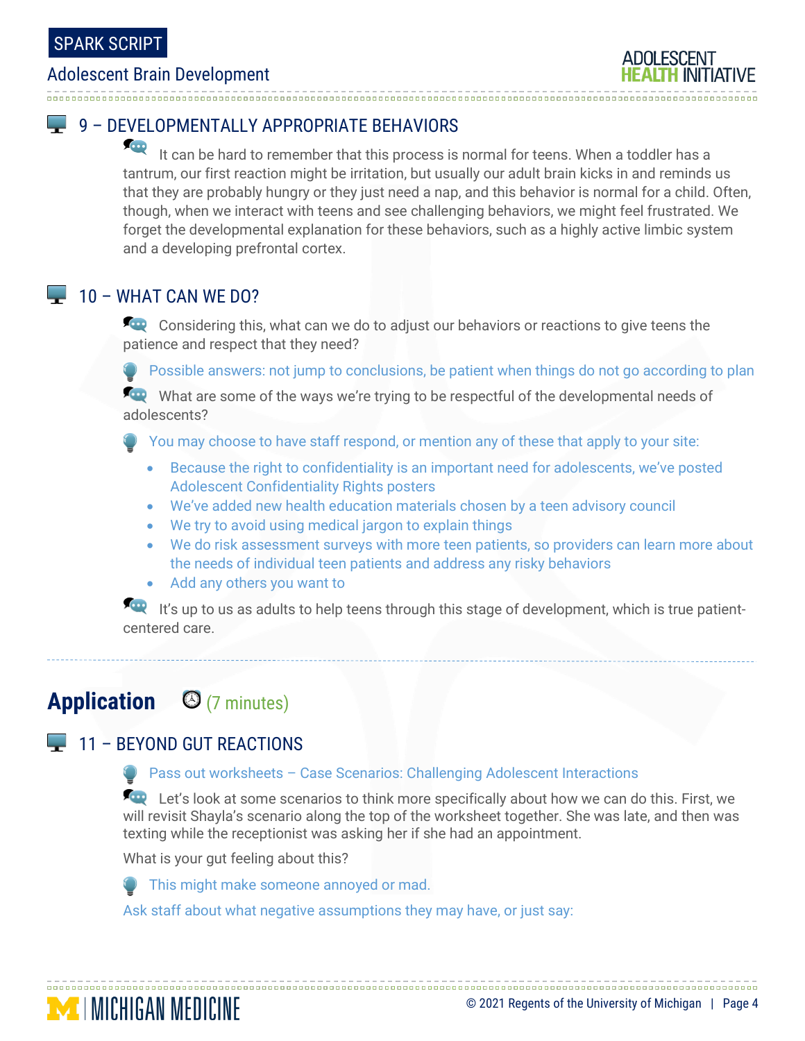### 9 – DEVELOPMENTALLY APPROPRIATE BEHAVIORS

It can be hard to remember that this process is normal for teens. When a toddler has a tantrum, our first reaction might be irritation, but usually our adult brain kicks in and reminds us that they are probably hungry or they just need a nap, and this behavior is normal for a child. Often, though, when we interact with teens and see challenging behaviors, we might feel frustrated. We forget the developmental explanation for these behaviors, such as a highly active limbic system and a developing prefrontal cortex.

### 10 – WHAT CAN WE DO?

Considering this, what can we do to adjust our behaviors or reactions to give teens the patience and respect that they need?

Possible answers: not jump to conclusions, be patient when things do not go according to plan

What are some of the ways we're trying to be respectful of the developmental needs of adolescents?

You may choose to have staff respond, or mention any of these that apply to your site:

- Because the right to confidentiality is an important need for adolescents, we've posted Adolescent Confidentiality Rights posters
- We've added new health education materials chosen by a teen advisory council
- We try to avoid using medical jargon to explain things
- We do risk assessment surveys with more teen patients, so providers can learn more about the needs of individual teen patients and address any risky behaviors
- Add any others you want to

It's up to us as adults to help teens through this stage of development, which is true patient-centered care.

## Application (7 minutes)

### 11 – BEYOND GUT REACTIONS

Pass out worksheets – Case Scenarios: Challenging Adolescent Interactions

Let's look at some scenarios to think more specifically about how we can do this. First, we will revisit Shayla's scenario along the top of the worksheet together. She was late, and then was texting while the receptionist was asking her if she had an appointment.

What is your gut feeling about this?

This might make someone annoyed or mad.

Ask staff about what negative assumptions they may have, or just say: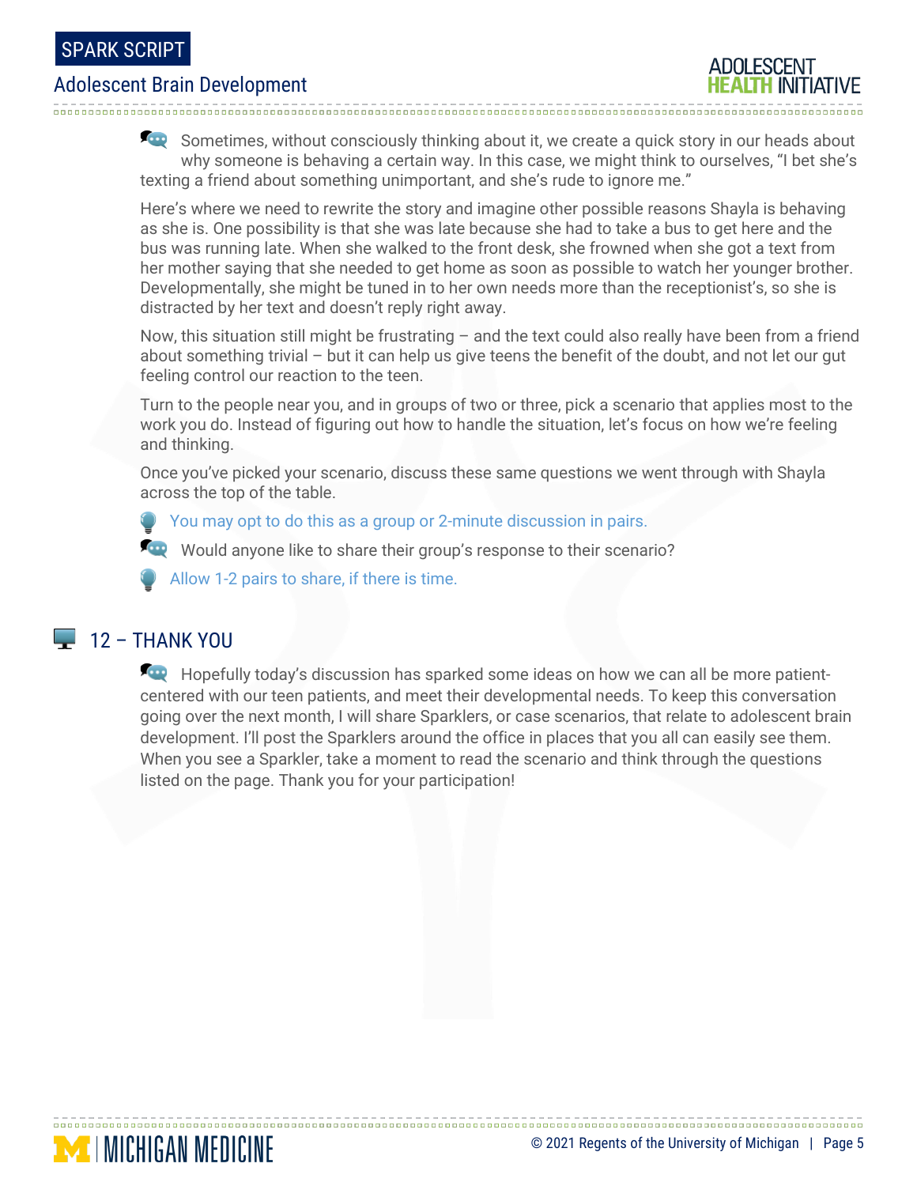Sometimes, without consciously thinking about it, we create a quick story in our heads about why someone is behaving a certain way. In this case, we might think to ourselves, "I bet she's texting a friend about something unimportant, and she's rude to ignore me."

Here's where we need to rewrite the story and imagine other possible reasons Shayla is behaving as she is. One possibility is that she was late because she had to take a bus to get here and the bus was running late. When she walked to the front desk, she frowned when she got a text from her mother saying that she needed to get home as soon as possible to watch her younger brother. Developmentally, she might be tuned in to her own needs more than the receptionist's, so she is distracted by her text and doesn't reply right away.

Now, this situation still might be frustrating – and the text could also really have been from a friend about something trivial – but it can help us give teens the benefit of the doubt, and not let our gut feeling control our reaction to the teen.

Turn to the people near you, and in groups of two or three, pick a scenario that applies most to the work you do. Instead of figuring out how to handle the situation, let's focus on how we're feeling and thinking.

Once you've picked your scenario, discuss these same questions we went through with Shayla across the top of the table.

*You may opt to do this as a group or 2-minute discussion in pairs.*

Would anyone like to share their group's response to their scenario?

*Allow 1-2 pairs to share, if there is time.*

## 12 – THANK YOU

Hopefully today's discussion has sparked some ideas on how we can all be more patient-centered with our teen patients, and meet their developmental needs. To keep this conversation going over the next month, I will share Sparklers, or case scenarios, that relate to adolescent brain development. I'll post the Sparklers around the office in places that you all can easily see them. When you see a Sparkler, take a moment to read the scenario and think through the questions listed on the page. Thank you for your participation!